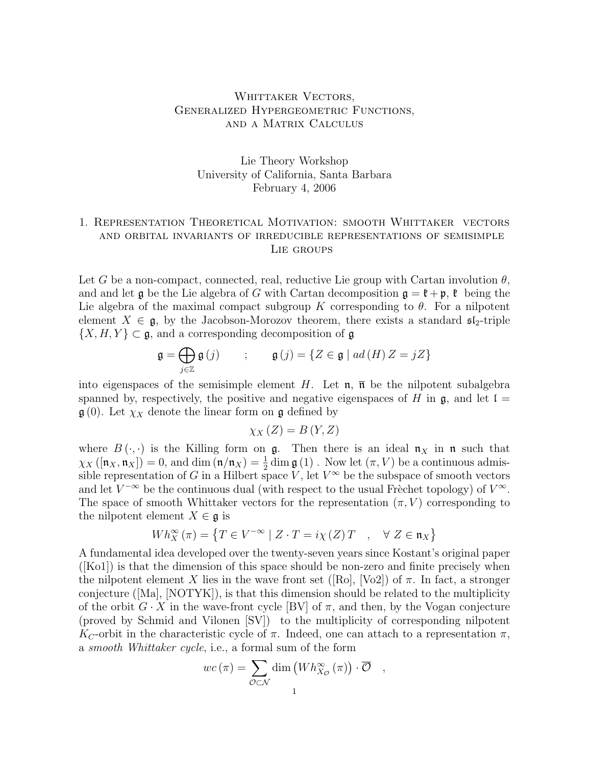# Whittaker Vectors, Generalized Hypergeometric Functions, and a Matrix Calculus

Lie Theory Workshop
University of California, Santa Barbara
February 4, 2006

## 1. Representation Theoretical Motivation: smooth Whittaker vectors and orbital invariants of irreducible representations of semisimple Lie groups

Let $G$ be a non-compact, connected, real, reductive Lie group with Cartan involution $\theta$, and and let $\mathfrak{g}$ be the Lie algebra of $G$ with Cartan decomposition $\mathfrak{g} = \mathfrak{k} + \mathfrak{p}$, $\mathfrak{k}$ being the Lie algebra of the maximal compact subgroup $K$ corresponding to $\theta$. For a nilpotent element $X \in \mathfrak{g}$, by the Jacobson-Morozov theorem, there exists a standard $\mathfrak{sl}_2$-triple $\{X, H, Y\} \subset \mathfrak{g}$, and a corresponding decomposition of $\mathfrak{g}$

$$\mathfrak{g} = \bigoplus_{j \in \mathbb{Z}} \mathfrak{g}(j) \qquad ; \qquad \mathfrak{g}(j) = \{Z \in \mathfrak{g} \mid ad(H)\, Z = jZ\}$$

into eigenspaces of the semisimple element $H$. Let $\mathfrak{n}$, $\overline{\mathfrak{n}}$ be the nilpotent subalgebra spanned by, respectively, the positive and negative eigenspaces of $H$ in $\mathfrak{g}$, and let $\mathfrak{l} = \mathfrak{g}(0)$. Let $\chi_X$ denote the linear form on $\mathfrak{g}$ defined by

$$\chi_X(Z) = B(Y, Z)$$

where $B(\cdot, \cdot)$ is the Killing form on $\mathfrak{g}$. Then there is an ideal $\mathfrak{n}_X$ in $\mathfrak{n}$ such that $\chi_X([\mathfrak{n}_X, \mathfrak{n}_X]) = 0$, and $\dim(\mathfrak{n}/\mathfrak{n}_X) = \frac{1}{2} \dim \mathfrak{g}(1)$. Now let $(\pi, V)$ be a continuous admissible representation of $G$ in a Hilbert space $V$, let $V^{\infty}$ be the subspace of smooth vectors and let $V^{-\infty}$ be the continuous dual (with respect to the usual Frèchet topology) of $V^{\infty}$. The space of smooth Whittaker vectors for the representation $(\pi, V)$ corresponding to the nilpotent element $X \in \mathfrak{g}$ is

$$Wh_X^{\infty}(\pi) = \left\{ T \in V^{-\infty} \mid Z \cdot T = i\chi(Z)\, T \quad , \quad \forall\, Z \in \mathfrak{n}_X \right\}$$

A fundamental idea developed over the twenty-seven years since Kostant's original paper ([Ko1]) is that the dimension of this space should be non-zero and finite precisely when the nilpotent element $X$ lies in the wave front set ([Ro], [Vo2]) of $\pi$. In fact, a stronger conjecture ([Ma], [NOTYK]), is that this dimension should be related to the multiplicity of the orbit $G \cdot X$ in the wave-front cycle [BV] of $\pi$, and then, by the Vogan conjecture (proved by Schmid and Vilonen [SV]) to the multiplicity of corresponding nilpotent $K_C$-orbit in the characteristic cycle of $\pi$. Indeed, one can attach to a representation $\pi$, a *smooth Whittaker cycle*, i.e., a formal sum of the form

$$wc(\pi) = \sum_{\mathcal{O} \subset \mathcal{N}} \dim\left(Wh_{X_{\mathcal{O}}}^{\infty}(\pi)\right) \cdot \overline{\mathcal{O}} \quad ,$$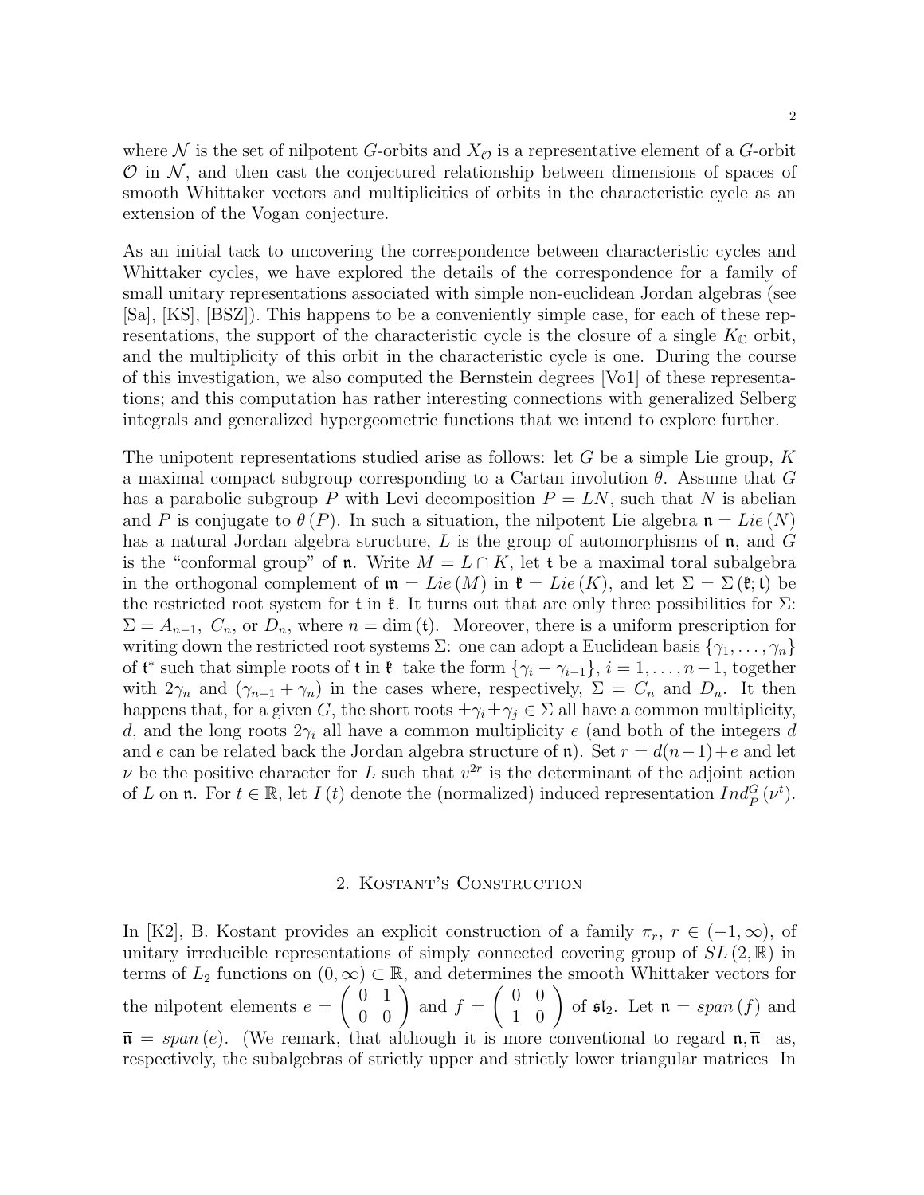where $\mathcal{N}$ is the set of nilpotent $G$-orbits and $X_{\mathcal{O}}$ is a representative element of a $G$-orbit $\mathcal{O}$ in $\mathcal{N}$, and then cast the conjectured relationship between dimensions of spaces of smooth Whittaker vectors and multiplicities of orbits in the characteristic cycle as an extension of the Vogan conjecture.

As an initial tack to uncovering the correspondence between characteristic cycles and Whittaker cycles, we have explored the details of the correspondence for a family of small unitary representations associated with simple non-euclidean Jordan algebras (see [Sa], [KS], [BSZ]). This happens to be a conveniently simple case, for each of these representations, the support of the characteristic cycle is the closure of a single $K_{\mathbb{C}}$ orbit, and the multiplicity of this orbit in the characteristic cycle is one. During the course of this investigation, we also computed the Bernstein degrees [Vo1] of these representations; and this computation has rather interesting connections with generalized Selberg integrals and generalized hypergeometric functions that we intend to explore further.

The unipotent representations studied arise as follows: let $G$ be a simple Lie group, $K$ a maximal compact subgroup corresponding to a Cartan involution $\theta$. Assume that $G$ has a parabolic subgroup $P$ with Levi decomposition $P = LN$, such that $N$ is abelian and $P$ is conjugate to $\theta(P)$. In such a situation, the nilpotent Lie algebra $\mathfrak{n} = Lie(N)$ has a natural Jordan algebra structure, $L$ is the group of automorphisms of $\mathfrak{n}$, and $G$ is the "conformal group" of $\mathfrak{n}$. Write $M = L \cap K$, let $\mathfrak{t}$ be a maximal toral subalgebra in the orthogonal complement of $\mathfrak{m} = Lie(M)$ in $\mathfrak{k} = Lie(K)$, and let $\Sigma = \Sigma(\mathfrak{k};\mathfrak{t})$ be the restricted root system for $\mathfrak{t}$ in $\mathfrak{k}$. It turns out that are only three possibilities for $\Sigma$: $\Sigma = A_{n-1}$, $C_n$, or $D_n$, where $n = \dim(\mathfrak{t})$. Moreover, there is a uniform prescription for writing down the restricted root systems $\Sigma$: one can adopt a Euclidean basis $\{\gamma_1, \ldots, \gamma_n\}$ of $\mathfrak{t}^*$ such that simple roots of $\mathfrak{t}$ in $\mathfrak{k}$ take the form $\{\gamma_i - \gamma_{i-1}\}$, $i = 1, \ldots, n-1$, together with $2\gamma_n$ and $(\gamma_{n-1} + \gamma_n)$ in the cases where, respectively, $\Sigma = C_n$ and $D_n$. It then happens that, for a given $G$, the short roots $\pm\gamma_i \pm \gamma_j \in \Sigma$ all have a common multiplicity, $d$, and the long roots $2\gamma_i$ all have a common multiplicity $e$ (and both of the integers $d$ and $e$ can be related back the Jordan algebra structure of $\mathfrak{n}$). Set $r = d(n-1) + e$ and let $\nu$ be the positive character for $L$ such that $v^{2r}$ is the determinant of the adjoint action of $L$ on $\mathfrak{n}$. For $t \in \mathbb{R}$, let $I(t)$ denote the (normalized) induced representation $Ind_P^G(\nu^t)$.

## 2. Kostant's Construction

In [K2], B. Kostant provides an explicit construction of a family $\pi_r$, $r \in (-1, \infty)$, of unitary irreducible representations of simply connected covering group of $SL(2,\mathbb{R})$ in terms of $L_2$ functions on $(0,\infty) \subset \mathbb{R}$, and determines the smooth Whittaker vectors for the nilpotent elements $e = \begin{pmatrix} 0 & 1 \\ 0 & 0 \end{pmatrix}$ and $f = \begin{pmatrix} 0 & 0 \\ 1 & 0 \end{pmatrix}$ of $\mathfrak{sl}_2$. Let $\mathfrak{n} = span(f)$ and $\overline{\mathfrak{n}} = span(e)$. (We remark, that although it is more conventional to regard $\mathfrak{n}, \overline{\mathfrak{n}}$ as, respectively, the subalgebras of strictly upper and strictly lower triangular matrices In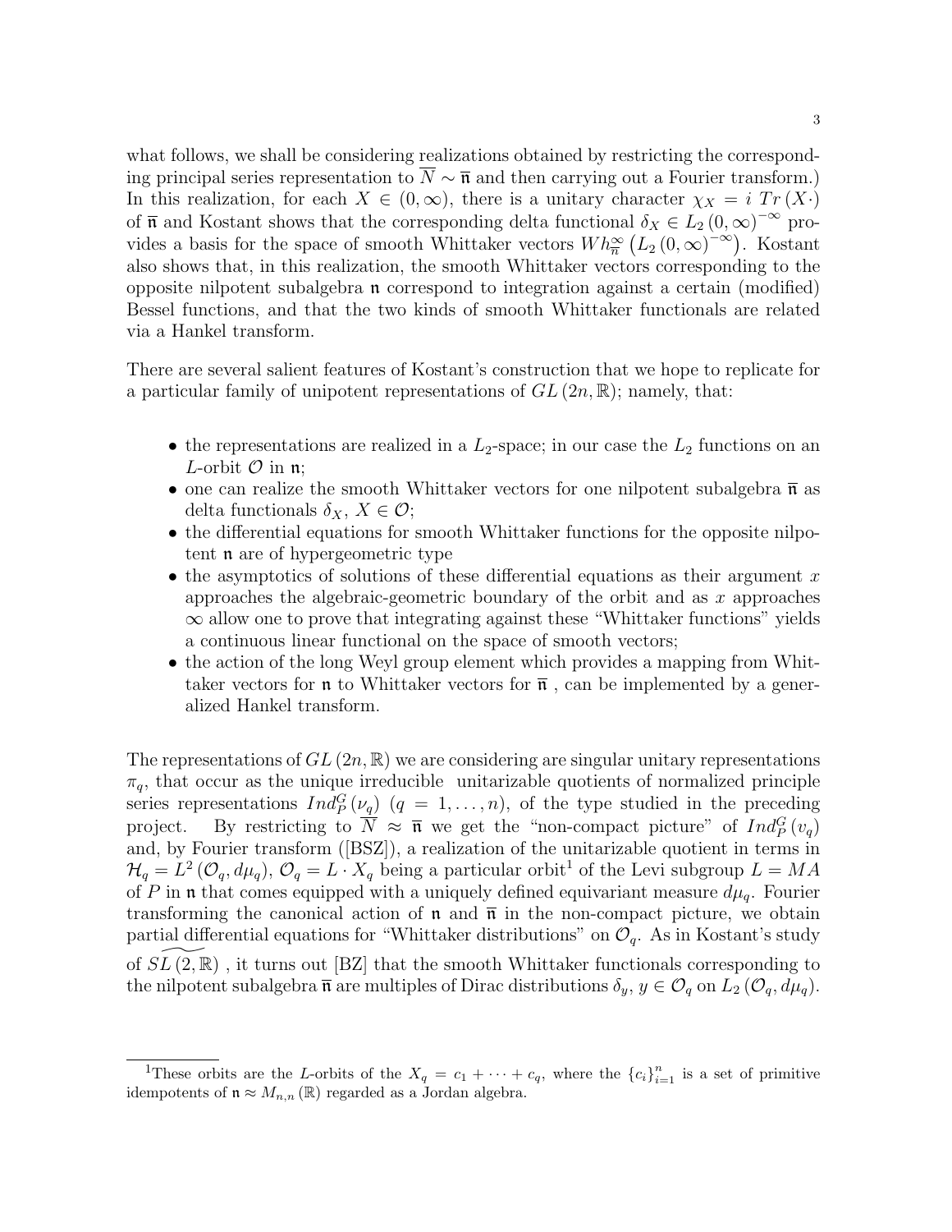what follows, we shall be considering realizations obtained by restricting the corresponding principal series representation to $\overline{N} \sim \overline{\mathfrak{n}}$ and then carrying out a Fourier transform.) In this realization, for each $X \in (0,\infty)$, there is a unitary character $\chi_X = i\ Tr\,(X\cdot)$ of $\overline{\mathfrak{n}}$ and Kostant shows that the corresponding delta functional $\delta_X \in L_2\,(0,\infty)^{-\infty}$ provides a basis for the space of smooth Whittaker vectors $Wh^{\infty}_{\overline{\mathfrak{n}}}\left(L_2\,(0,\infty)^{-\infty}\right)$. Kostant also shows that, in this realization, the smooth Whittaker vectors corresponding to the opposite nilpotent subalgebra $\mathfrak{n}$ correspond to integration against a certain (modified) Bessel functions, and that the two kinds of smooth Whittaker functionals are related via a Hankel transform.

There are several salient features of Kostant's construction that we hope to replicate for a particular family of unipotent representations of $GL\,(2n,\mathbb{R})$; namely, that:

- the representations are realized in a $L_2$-space; in our case the $L_2$ functions on an $L$-orbit $\mathcal{O}$ in $\mathfrak{n}$;
- one can realize the smooth Whittaker vectors for one nilpotent subalgebra $\overline{\mathfrak{n}}$ as delta functionals $\delta_X$, $X \in \mathcal{O}$;
- the differential equations for smooth Whittaker functions for the opposite nilpotent $\mathfrak{n}$ are of hypergeometric type
- the asymptotics of solutions of these differential equations as their argument $x$ approaches the algebraic-geometric boundary of the orbit and as $x$ approaches $\infty$ allow one to prove that integrating against these "Whittaker functions" yields a continuous linear functional on the space of smooth vectors;
- the action of the long Weyl group element which provides a mapping from Whittaker vectors for $\mathfrak{n}$ to Whittaker vectors for $\overline{\mathfrak{n}}$ , can be implemented by a generalized Hankel transform.

The representations of $GL\,(2n,\mathbb{R})$ we are considering are singular unitary representations $\pi_q$, that occur as the unique irreducible unitarizable quotients of normalized principle series representations $Ind_P^G\,(\nu_q)$ $(q = 1,\dots,n)$, of the type studied in the preceding project. By restricting to $\overline{N} \approx \overline{\mathfrak{n}}$ we get the "non-compact picture" of $Ind_P^G\,(v_q)$ and, by Fourier transform ([BSZ]), a realization of the unitarizable quotient in terms in $\mathcal{H}_q = L^2\,(\mathcal{O}_q, d\mu_q)$, $\mathcal{O}_q = L\cdot X_q$ being a particular orbit[1] of the Levi subgroup $L = MA$ of $P$ in $\mathfrak{n}$ that comes equipped with a uniquely defined equivariant measure $d\mu_q$. Fourier transforming the canonical action of $\mathfrak{n}$ and $\overline{\mathfrak{n}}$ in the non-compact picture, we obtain partial differential equations for "Whittaker distributions" on $\mathcal{O}_q$. As in Kostant's study of $\widetilde{SL\,(2,\mathbb{R})}$ , it turns out [BZ] that the smooth Whittaker functionals corresponding to the nilpotent subalgebra $\overline{\mathfrak{n}}$ are multiples of Dirac distributions $\delta_y$, $y \in \mathcal{O}_q$ on $L_2\,(\mathcal{O}_q, d\mu_q)$.

[1] These orbits are the $L$-orbits of the $X_q = c_1 + \cdots + c_q$, where the $\{c_i\}_{i=1}^n$ is a set of primitive idempotents of $\mathfrak{n} \approx M_{n,n}\,(\mathbb{R})$ regarded as a Jordan algebra.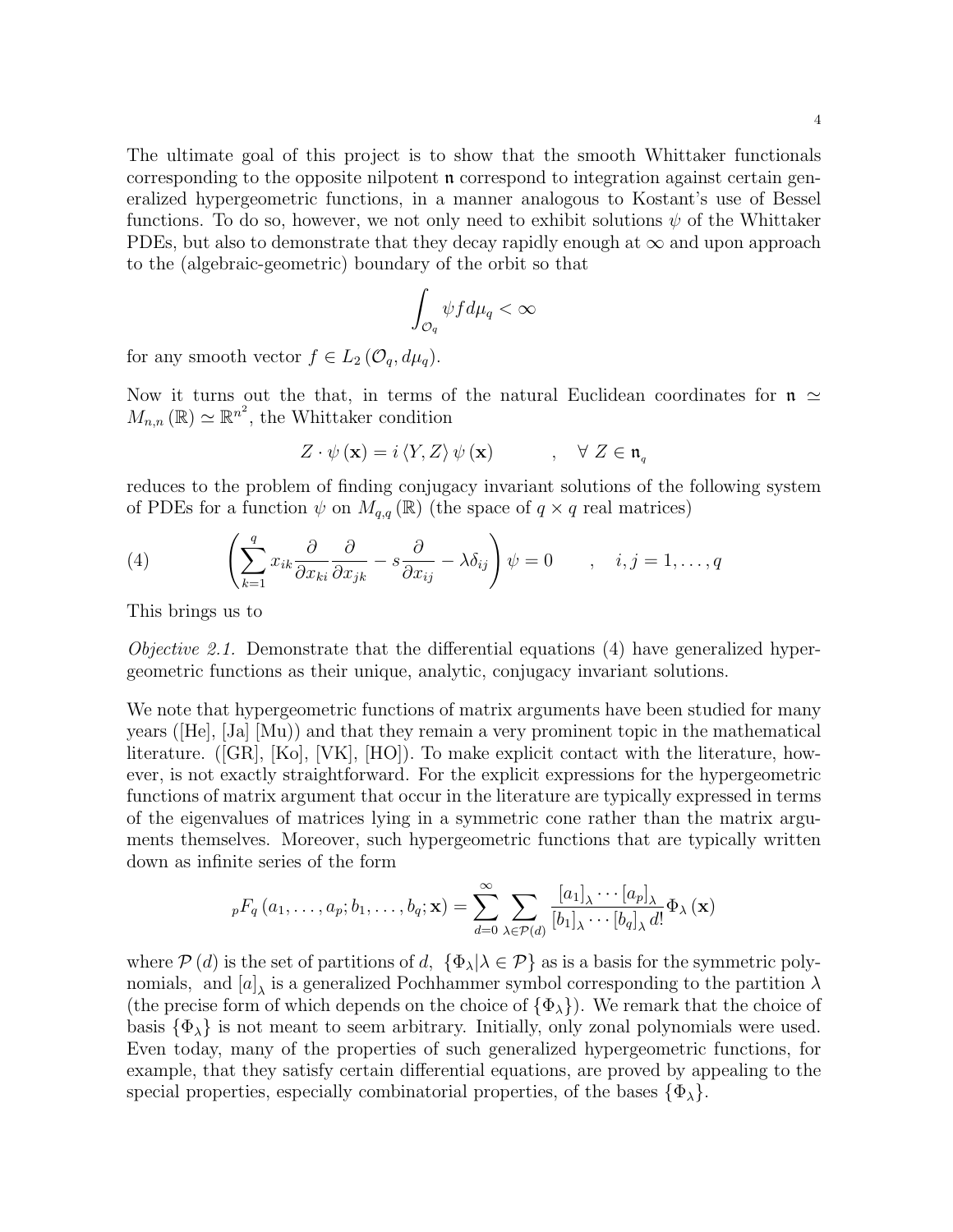The ultimate goal of this project is to show that the smooth Whittaker functionals corresponding to the opposite nilpotent $\mathfrak{n}$ correspond to integration against certain generalized hypergeometric functions, in a manner analogous to Kostant's use of Bessel functions. To do so, however, we not only need to exhibit solutions $\psi$ of the Whittaker PDEs, but also to demonstrate that they decay rapidly enough at $\infty$ and upon approach to the (algebraic-geometric) boundary of the orbit so that

$$\int_{\mathcal{O}_q} \psi f d\mu_q < \infty$$

for any smooth vector $f \in L_2(\mathcal{O}_q, d\mu_q)$.

Now it turns out the that, in terms of the natural Euclidean coordinates for $\mathfrak{n} \simeq M_{n,n}(\mathbb{R}) \simeq \mathbb{R}^{n^2}$, the Whittaker condition

$$Z \cdot \psi(\mathbf{x}) = i \langle Y, Z \rangle \psi(\mathbf{x}) \qquad , \quad \forall\ Z \in \mathfrak{n}_q$$

reduces to the problem of finding conjugacy invariant solutions of the following system of PDEs for a function $\psi$ on $M_{q,q}(\mathbb{R})$ (the space of $q \times q$ real matrices)

$$\left( \sum_{k=1}^{q} x_{ik} \frac{\partial}{\partial x_{ki}} \frac{\partial}{\partial x_{jk}} - s \frac{\partial}{\partial x_{ij}} - \lambda \delta_{ij} \right) \psi = 0 \qquad , \quad i,j = 1, \ldots, q \tag{4}$$

This brings us to

*Objective 2.1.* Demonstrate that the differential equations (4) have generalized hypergeometric functions as their unique, analytic, conjugacy invariant solutions.

We note that hypergeometric functions of matrix arguments have been studied for many years ([He], [Ja] [Mu]) and that they remain a very prominent topic in the mathematical literature. ([GR], [Ko], [VK], [HO]). To make explicit contact with the literature, however, is not exactly straightforward. For the explicit expressions for the hypergeometric functions of matrix argument that occur in the literature are typically expressed in terms of the eigenvalues of matrices lying in a symmetric cone rather than the matrix arguments themselves. Moreover, such hypergeometric functions that are typically written down as infinite series of the form

$${}_pF_q(a_1, \ldots, a_p; b_1, \ldots, b_q; \mathbf{x}) = \sum_{d=0}^{\infty} \sum_{\lambda \in \mathcal{P}(d)} \frac{[a_1]_\lambda \cdots [a_p]_\lambda}{[b_1]_\lambda \cdots [b_q]_\lambda d!} \Phi_\lambda(\mathbf{x})$$

where $\mathcal{P}(d)$ is the set of partitions of $d$, $\{\Phi_\lambda | \lambda \in \mathcal{P}\}$ as is a basis for the symmetric polynomials, and $[a]_\lambda$ is a generalized Pochhammer symbol corresponding to the partition $\lambda$ (the precise form of which depends on the choice of $\{\Phi_\lambda\}$). We remark that the choice of basis $\{\Phi_\lambda\}$ is not meant to seem arbitrary. Initially, only zonal polynomials were used. Even today, many of the properties of such generalized hypergeometric functions, for example, that they satisfy certain differential equations, are proved by appealing to the special properties, especially combinatorial properties, of the bases $\{\Phi_\lambda\}$.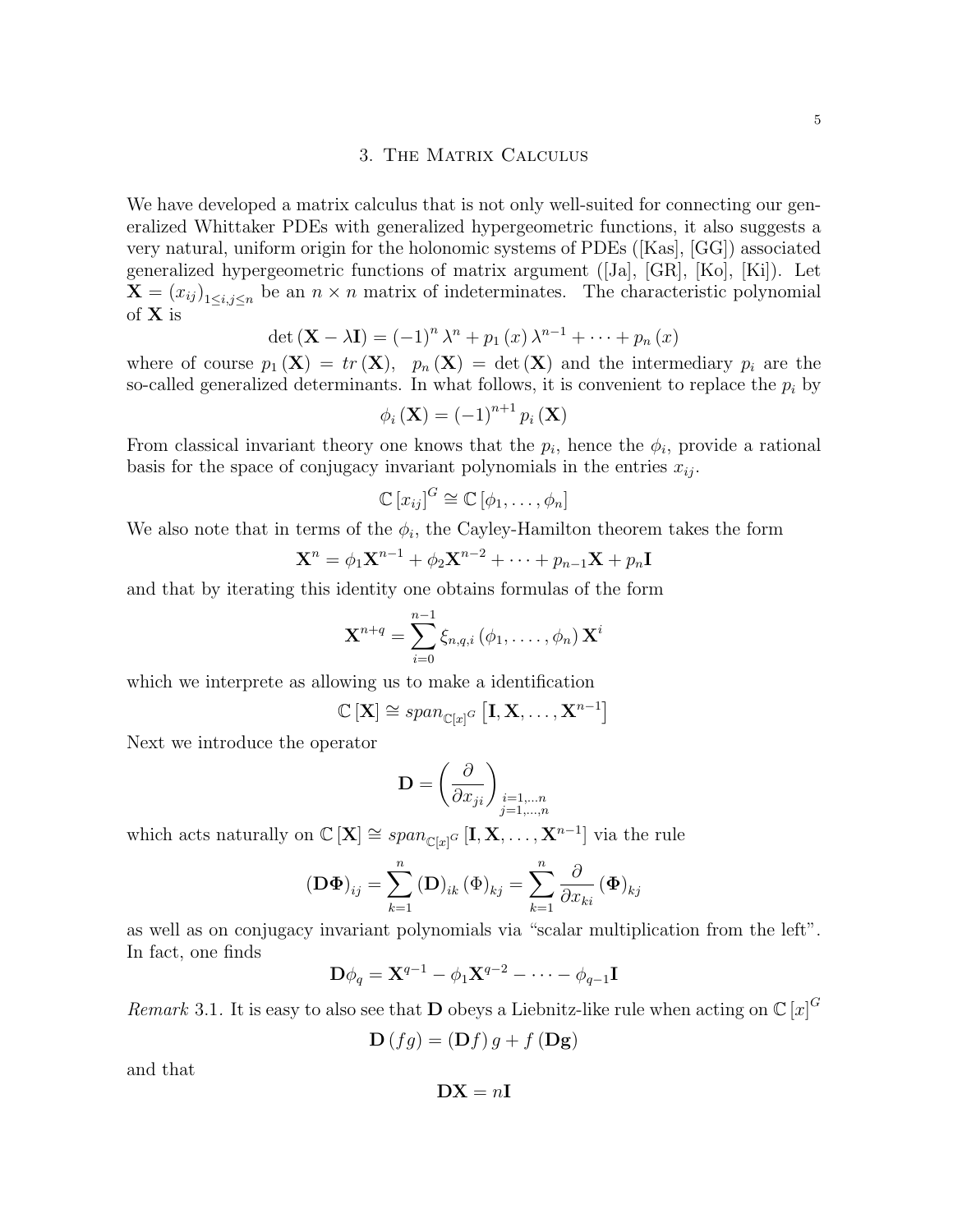## 3. The Matrix Calculus

We have developed a matrix calculus that is not only well-suited for connecting our generalized Whittaker PDEs with generalized hypergeometric functions, it also suggests a very natural, uniform origin for the holonomic systems of PDEs ([Kas], [GG]) associated generalized hypergeometric functions of matrix argument ([Ja], [GR], [Ko], [Ki]). Let $\mathbf{X} = (x_{ij})_{1\leq i,j\leq n}$ be an $n \times n$ matrix of indeterminates. The characteristic polynomial of $\mathbf{X}$ is

$$\det(\mathbf{X} - \lambda\mathbf{I}) = (-1)^n \lambda^n + p_1(x)\lambda^{n-1} + \cdots + p_n(x)$$

where of course $p_1(\mathbf{X}) = tr(\mathbf{X})$, $p_n(\mathbf{X}) = \det(\mathbf{X})$ and the intermediary $p_i$ are the so-called generalized determinants. In what follows, it is convenient to replace the $p_i$ by

$$\phi_i(\mathbf{X}) = (-1)^{n+1} p_i(\mathbf{X})$$

From classical invariant theory one knows that the $p_i$, hence the $\phi_i$, provide a rational basis for the space of conjugacy invariant polynomials in the entries $x_{ij}$.

$$\mathbb{C}[x_{ij}]^G \cong \mathbb{C}[\phi_1, \ldots, \phi_n]$$

We also note that in terms of the $\phi_i$, the Cayley-Hamilton theorem takes the form

$$\mathbf{X}^n = \phi_1\mathbf{X}^{n-1} + \phi_2\mathbf{X}^{n-2} + \cdots + p_{n-1}\mathbf{X} + p_n\mathbf{I}$$

and that by iterating this identity one obtains formulas of the form

$$\mathbf{X}^{n+q} = \sum_{i=0}^{n-1} \xi_{n,q,i}(\phi_1, \ldots, \phi_n)\mathbf{X}^i$$

which we interprete as allowing us to make a identification

$$\mathbb{C}[\mathbf{X}] \cong span_{\mathbb{C}[x]^G}\left[\mathbf{I}, \mathbf{X}, \ldots, \mathbf{X}^{n-1}\right]$$

Next we introduce the operator

$$\mathbf{D} = \left(\frac{\partial}{\partial x_{ji}}\right)_{\substack{i=1,\ldots n \\ j=1,\ldots,n}}$$

which acts naturally on $\mathbb{C}[\mathbf{X}] \cong span_{\mathbb{C}[x]^G}[\mathbf{I}, \mathbf{X}, \ldots, \mathbf{X}^{n-1}]$ via the rule

$$(\mathbf{D\Phi})_{ij} = \sum_{k=1}^{n} (\mathbf{D})_{ik} (\Phi)_{kj} = \sum_{k=1}^{n} \frac{\partial}{\partial x_{ki}} (\mathbf{\Phi})_{kj}$$

as well as on conjugacy invariant polynomials via "scalar multiplication from the left". In fact, one finds

$$\mathbf{D}\phi_q = \mathbf{X}^{q-1} - \phi_1\mathbf{X}^{q-2} - \cdots - \phi_{q-1}\mathbf{I}$$

*Remark* 3.1. It is easy to also see that $\mathbf{D}$ obeys a Liebnitz-like rule when acting on $\mathbb{C}[x]^G$

$$\mathbf{D}(fg) = (\mathbf{D}f)g + f(\mathbf{Dg})$$

and that

$$\mathbf{DX} = n\mathbf{I}$$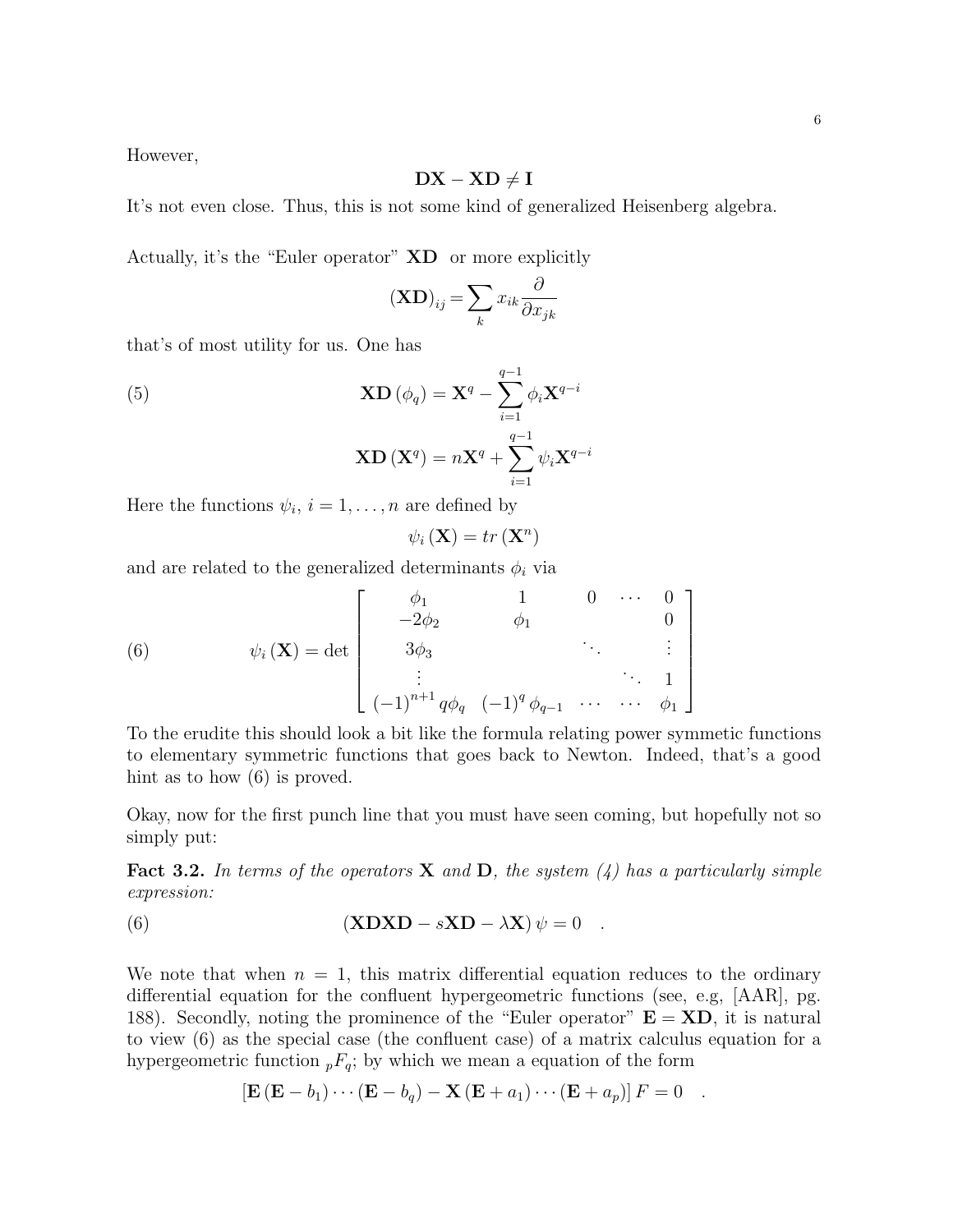However,

$$\mathbf{DX} - \mathbf{XD} \neq \mathbf{I}$$

It's not even close. Thus, this is not some kind of generalized Heisenberg algebra.

Actually, it's the "Euler operator" $\mathbf{XD}$ or more explicitly

$$(\mathbf{XD})_{ij} = \sum_k x_{ik} \frac{\partial}{\partial x_{jk}}$$

that's of most utility for us. One has

$$\mathbf{XD}(\phi_q) = \mathbf{X}^q - \sum_{i=1}^{q-1} \phi_i \mathbf{X}^{q-i} \tag{5}$$

$$\mathbf{XD}(\mathbf{X}^q) = n\mathbf{X}^q + \sum_{i=1}^{q-1} \psi_i \mathbf{X}^{q-i}$$

Here the functions $\psi_i$, $i = 1, \ldots, n$ are defined by

$$\psi_i(\mathbf{X}) = tr(\mathbf{X}^n)$$

and are related to the generalized determinants $\phi_i$ via

$$\psi_i(\mathbf{X}) = \det \begin{bmatrix} \phi_1 & 1 & 0 & \cdots & 0 \\ -2\phi_2 & \phi_1 & & & 0 \\ 3\phi_3 & & \ddots & & \vdots \\ \vdots & & & \ddots & 1 \\ (-1)^{n+1} q\phi_q & (-1)^q \phi_{q-1} & \cdots & \cdots & \phi_1 \end{bmatrix} \tag{6}$$

To the erudite this should look a bit like the formula relating power symmetic functions to elementary symmetric functions that goes back to Newton. Indeed, that's a good hint as to how (6) is proved.

Okay, now for the first punch line that you must have seen coming, but hopefully not so simply put:

**Fact 3.2.** *In terms of the operators* $\mathbf{X}$ *and* $\mathbf{D}$*, the system (4) has a particularly simple expression:*

$$(\mathbf{XDXD} - s\mathbf{XD} - \lambda\mathbf{X})\,\psi = 0 \quad . \tag{6}$$

We note that when $n = 1$, this matrix differential equation reduces to the ordinary differential equation for the confluent hypergeometric functions (see, e.g, [AAR], pg. 188). Secondly, noting the prominence of the "Euler operator" $\mathbf{E} = \mathbf{XD}$, it is natural to view (6) as the special case (the confluent case) of a matrix calculus equation for a hypergeometric function ${}_pF_q$; by which we mean an equation of the form

$$[\mathbf{E}(\mathbf{E} - b_1)\cdots(\mathbf{E} - b_q) - \mathbf{X}(\mathbf{E} + a_1)\cdots(\mathbf{E} + a_p)]\,F = 0 \quad .$$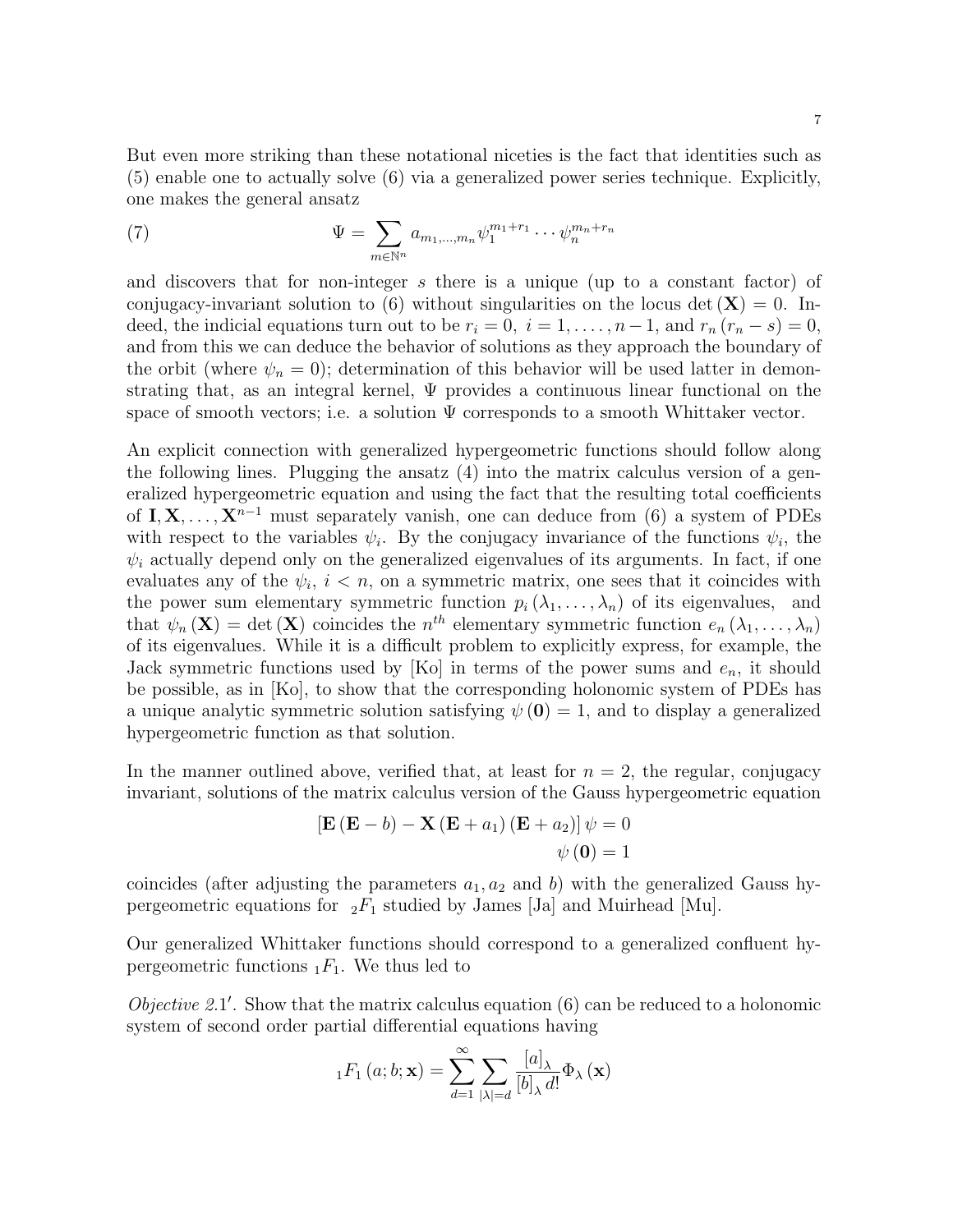But even more striking than these notational niceties is the fact that identities such as (5) enable one to actually solve (6) via a generalized power series technique. Explicitly, one makes the general ansatz

$$\Psi = \sum_{m \in \mathbb{N}^n} a_{m_1,\ldots,m_n} \psi_1^{m_1+r_1} \cdots \psi_n^{m_n+r_n} \tag{7}$$

and discovers that for non-integer $s$ there is a unique (up to a constant factor) of conjugacy-invariant solution to (6) without singularities on the locus $\det(\mathbf{X}) = 0$. Indeed, the indicial equations turn out to be $r_i = 0,\ i = 1, \ldots, n-1$, and $r_n(r_n - s) = 0$, and from this we can deduce the behavior of solutions as they approach the boundary of the orbit (where $\psi_n = 0$); determination of this behavior will be used latter in demonstrating that, as an integral kernel, $\Psi$ provides a continuous linear functional on the space of smooth vectors; i.e. a solution $\Psi$ corresponds to a smooth Whittaker vector.

An explicit connection with generalized hypergeometric functions should follow along the following lines. Plugging the ansatz (4) into the matrix calculus version of a generalized hypergeometric equation and using the fact that the resulting total coefficients of $\mathbf{I}, \mathbf{X}, \ldots, \mathbf{X}^{n-1}$ must separately vanish, one can deduce from (6) a system of PDEs with respect to the variables $\psi_i$. By the conjugacy invariance of the functions $\psi_i$, the $\psi_i$ actually depend only on the generalized eigenvalues of its arguments. In fact, if one evaluates any of the $\psi_i$, $i < n$, on a symmetric matrix, one sees that it coincides with the power sum elementary symmetric function $p_i(\lambda_1, \ldots, \lambda_n)$ of its eigenvalues, and that $\psi_n(\mathbf{X}) = \det(\mathbf{X})$ coincides the $n^{th}$ elementary symmetric function $e_n(\lambda_1, \ldots, \lambda_n)$ of its eigenvalues. While it is a difficult problem to explicitly express, for example, the Jack symmetric functions used by [Ko] in terms of the power sums and $e_n$, it should be possible, as in [Ko], to show that the corresponding holonomic system of PDEs has a unique analytic symmetric solution satisfying $\psi(\mathbf{0}) = 1$, and to display a generalized hypergeometric function as that solution.

In the manner outlined above, verified that, at least for $n = 2$, the regular, conjugacy invariant, solutions of the matrix calculus version of the Gauss hypergeometric equation

$$\begin{aligned} \left[\mathbf{E}(\mathbf{E} - b) - \mathbf{X}(\mathbf{E} + a_1)(\mathbf{E} + a_2)\right]\psi &= 0 \\ \psi(\mathbf{0}) &= 1 \end{aligned}$$

coincides (after adjusting the parameters $a_1, a_2$ and $b$) with the generalized Gauss hypergeometric equations for ${}_2F_1$ studied by James [Ja] and Muirhead [Mu].

Our generalized Whittaker functions should correspond to a generalized confluent hypergeometric functions ${}_1F_1$. We thus led to

*Objective 2.1$'$*. Show that the matrix calculus equation (6) can be reduced to a holonomic system of second order partial differential equations having

$${}_1F_1(a; b; \mathbf{x}) = \sum_{d=1}^{\infty} \sum_{|\lambda|=d} \frac{[a]_\lambda}{[b]_\lambda\, d!} \Phi_\lambda(\mathbf{x})$$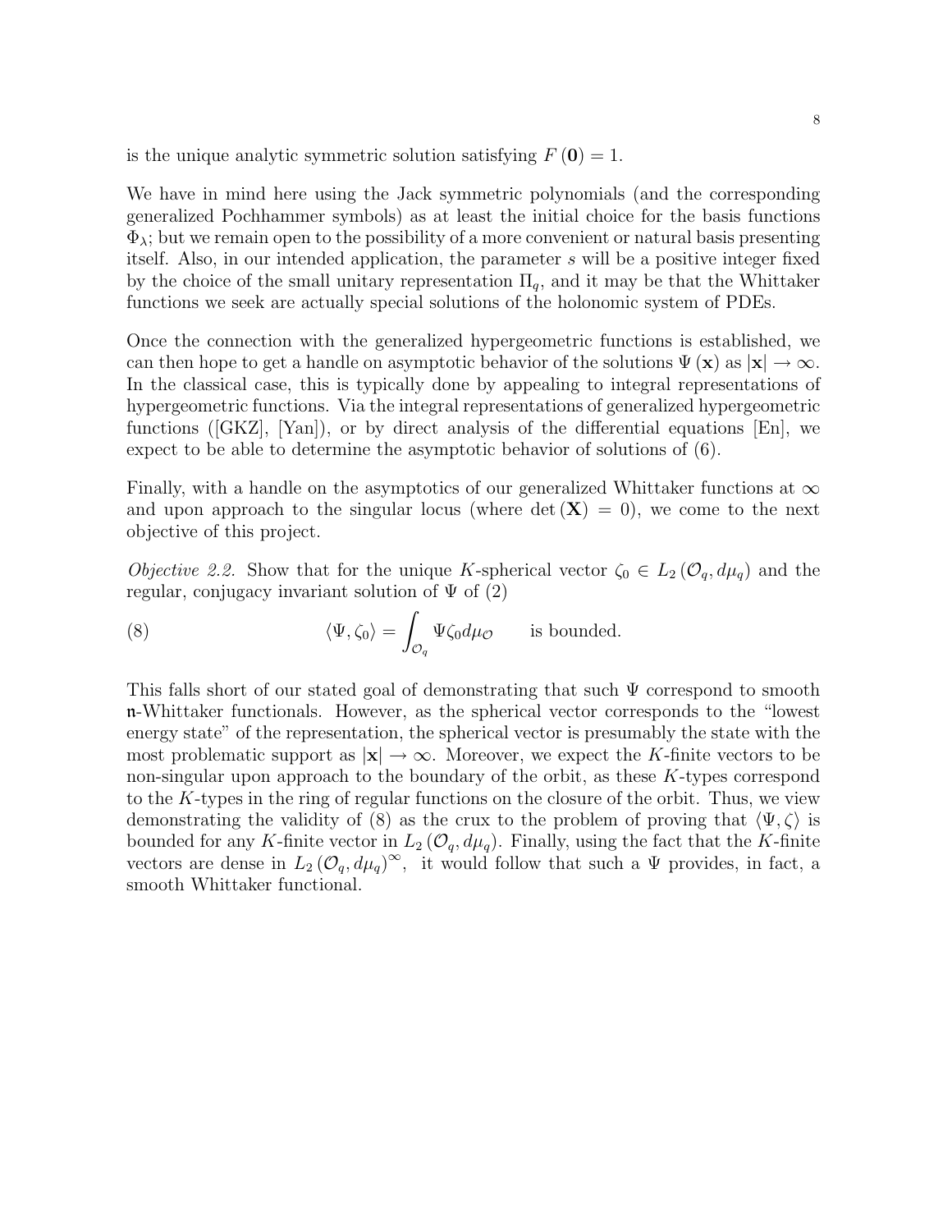is the unique analytic symmetric solution satisfying $F(\mathbf{0}) = 1$.

We have in mind here using the Jack symmetric polynomials (and the corresponding generalized Pochhammer symbols) as at least the initial choice for the basis functions $\Phi_\lambda$; but we remain open to the possibility of a more convenient or natural basis presenting itself. Also, in our intended application, the parameter $s$ will be a positive integer fixed by the choice of the small unitary representation $\Pi_q$, and it may be that the Whittaker functions we seek are actually special solutions of the holonomic system of PDEs.

Once the connection with the generalized hypergeometric functions is established, we can then hope to get a handle on asymptotic behavior of the solutions $\Psi(\mathbf{x})$ as $|\mathbf{x}| \to \infty$. In the classical case, this is typically done by appealing to integral representations of hypergeometric functions. Via the integral representations of generalized hypergeometric functions ([GKZ], [Yan]), or by direct analysis of the differential equations [En], we expect to be able to determine the asymptotic behavior of solutions of (6).

Finally, with a handle on the asymptotics of our generalized Whittaker functions at $\infty$ and upon approach to the singular locus (where $\det(\mathbf{X}) = 0$), we come to the next objective of this project.

*Objective 2.2.* Show that for the unique $K$-spherical vector $\zeta_0 \in L_2(\mathcal{O}_q, d\mu_q)$ and the regular, conjugacy invariant solution of $\Psi$ of (2)

$$\langle \Psi, \zeta_0 \rangle = \int_{\mathcal{O}_q} \Psi \zeta_0 d\mu_{\mathcal{O}} \qquad \text{is bounded.} \tag{8}$$

This falls short of our stated goal of demonstrating that such $\Psi$ correspond to smooth $\mathfrak{n}$-Whittaker functionals. However, as the spherical vector corresponds to the "lowest energy state" of the representation, the spherical vector is presumably the state with the most problematic support as $|\mathbf{x}| \to \infty$. Moreover, we expect the $K$-finite vectors to be non-singular upon approach to the boundary of the orbit, as these $K$-types correspond to the $K$-types in the ring of regular functions on the closure of the orbit. Thus, we view demonstrating the validity of (8) as the crux to the problem of proving that $\langle \Psi, \zeta \rangle$ is bounded for any $K$-finite vector in $L_2(\mathcal{O}_q, d\mu_q)$. Finally, using the fact that the $K$-finite vectors are dense in $L_2(\mathcal{O}_q, d\mu_q)^\infty$, it would follow that such a $\Psi$ provides, in fact, a smooth Whittaker functional.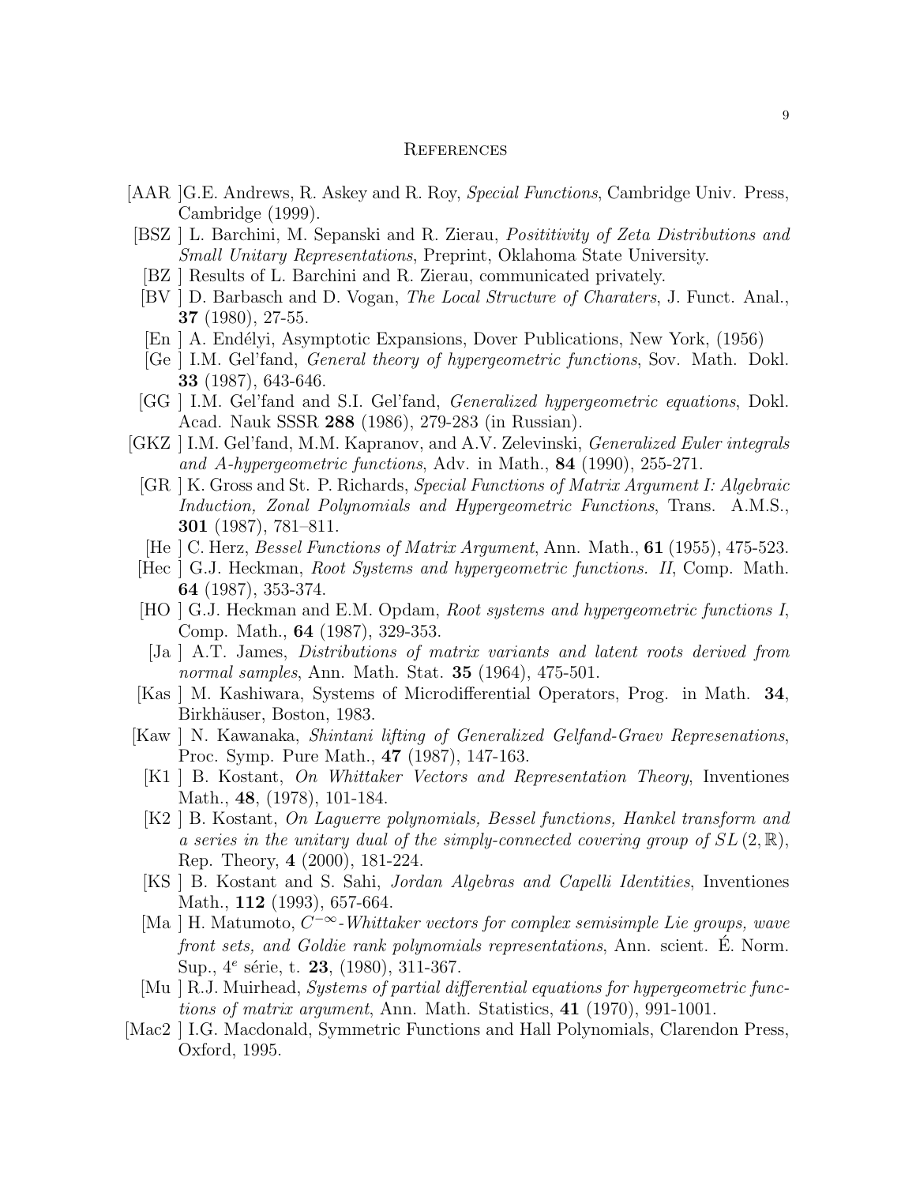## References

[AAR] G.E. Andrews, R. Askey and R. Roy, *Special Functions*, Cambridge Univ. Press, Cambridge (1999).

[BSZ] L. Barchini, M. Sepanski and R. Zierau, *Posititivity of Zeta Distributions and Small Unitary Representations*, Preprint, Oklahoma State University.

[BZ] Results of L. Barchini and R. Zierau, communicated privately.

[BV] D. Barbasch and D. Vogan, *The Local Structure of Charaters*, J. Funct. Anal., **37** (1980), 27-55.

[En] A. Endélyi, Asymptotic Expansions, Dover Publications, New York, (1956)

[Ge] I.M. Gel'fand, *General theory of hypergeometric functions*, Sov. Math. Dokl. **33** (1987), 643-646.

[GG] I.M. Gel'fand and S.I. Gel'fand, *Generalized hypergeometric equations*, Dokl. Acad. Nauk SSSR **288** (1986), 279-283 (in Russian).

[GKZ] I.M. Gel'fand, M.M. Kapranov, and A.V. Zelevinski, *Generalized Euler integrals and A-hypergeometric functions*, Adv. in Math., **84** (1990), 255-271.

[GR] K. Gross and St. P. Richards, *Special Functions of Matrix Argument I: Algebraic Induction, Zonal Polynomials and Hypergeometric Functions*, Trans. A.M.S., **301** (1987), 781–811.

[He] C. Herz, *Bessel Functions of Matrix Argument*, Ann. Math., **61** (1955), 475-523.

[Hec] G.J. Heckman, *Root Systems and hypergeometric functions. II*, Comp. Math. **64** (1987), 353-374.

[HO] G.J. Heckman and E.M. Opdam, *Root systems and hypergeometric functions I*, Comp. Math., **64** (1987), 329-353.

[Ja] A.T. James, *Distributions of matrix variants and latent roots derived from normal samples*, Ann. Math. Stat. **35** (1964), 475-501.

[Kas] M. Kashiwara, Systems of Microdifferential Operators, Prog. in Math. **34**, Birkhäuser, Boston, 1983.

[Kaw] N. Kawanaka, *Shintani lifting of Generalized Gelfand-Graev Represenations*, Proc. Symp. Pure Math., **47** (1987), 147-163.

[K1] B. Kostant, *On Whittaker Vectors and Representation Theory*, Inventiones Math., **48**, (1978), 101-184.

[K2] B. Kostant, *On Laguerre polynomials, Bessel functions, Hankel transform and a series in the unitary dual of the simply-connected covering group of $SL(2,\mathbb{R})$*, Rep. Theory, **4** (2000), 181-224.

[KS] B. Kostant and S. Sahi, *Jordan Algebras and Capelli Identities*, Inventiones Math., **112** (1993), 657-664.

[Ma] H. Matumoto, *$C^{-\infty}$-Whittaker vectors for complex semisimple Lie groups, wave front sets, and Goldie rank polynomials representations*, Ann. scient. É. Norm. Sup., $4^e$ série, t. **23**, (1980), 311-367.

[Mu] R.J. Muirhead, *Systems of partial differential equations for hypergeometric functions of matrix argument*, Ann. Math. Statistics, **41** (1970), 991-1001.

[Mac2] I.G. Macdonald, Symmetric Functions and Hall Polynomials, Clarendon Press, Oxford, 1995.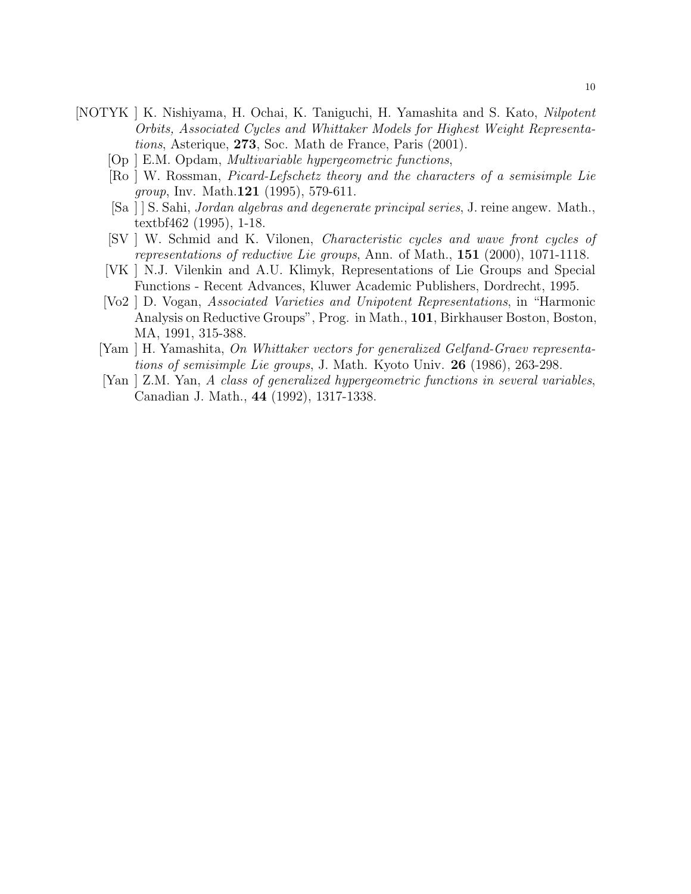[NOTYK ] K. Nishiyama, H. Ochai, K. Taniguchi, H. Yamashita and S. Kato, *Nilpotent Orbits, Associated Cycles and Whittaker Models for Highest Weight Representations*, Asterique, **273**, Soc. Math de France, Paris (2001).

[Op ] E.M. Opdam, *Multivariable hypergeometric functions*,

[Ro ] W. Rossman, *Picard-Lefschetz theory and the characters of a semisimple Lie group*, Inv. Math.**121** (1995), 579-611.

[Sa ] ] S. Sahi, *Jordan algebras and degenerate principal series*, J. reine angew. Math., textbf462 (1995), 1-18.

[SV ] W. Schmid and K. Vilonen, *Characteristic cycles and wave front cycles of representations of reductive Lie groups*, Ann. of Math., **151** (2000), 1071-1118.

[VK ] N.J. Vilenkin and A.U. Klimyk, Representations of Lie Groups and Special Functions - Recent Advances, Kluwer Academic Publishers, Dordrecht, 1995.

[Vo2 ] D. Vogan, *Associated Varieties and Unipotent Representations*, in "Harmonic Analysis on Reductive Groups", Prog. in Math., **101**, Birkhauser Boston, Boston, MA, 1991, 315-388.

[Yam ] H. Yamashita, *On Whittaker vectors for generalized Gelfand-Graev representations of semisimple Lie groups*, J. Math. Kyoto Univ. **26** (1986), 263-298.

[Yan ] Z.M. Yan, *A class of generalized hypergeometric functions in several variables*, Canadian J. Math., **44** (1992), 1317-1338.